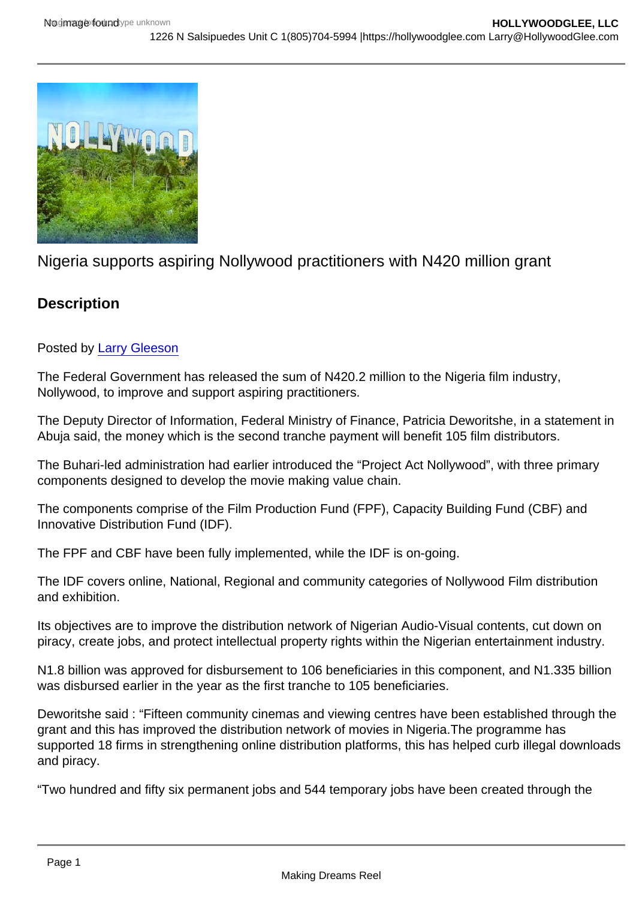Nigeria supports aspiring Nollywood practitioners with N420 million grant

## Description

Posted by Larry Gleeson

The Federal Government has released the sum of N420.2 million to the Nigeria film industry, Nollywood, to improve and support aspiring practitioners.

The Deputy Director of Information, Federal Ministry of Finance, Patricia Deworitshe, in a statement in Abuja said, the money which is the second tranche payment will benefit 105 film distributors.

The Buhari-led administration had earlier introduced the "Project Act Nollywood", with three primary components designed to develop the movie making value chain.

The components comprise of the Film Production Fund (FPF), Capacity Building Fund (CBF) and Innovative Distribution Fund (IDF).

The FPF and CBF have been fully implemented, while the IDF is on-going.

The IDF covers online, National, Regional and community categories of Nollywood Film distribution and exhibition.

Its objectives are to improve the distribution network of Nigerian Audio-Visual contents, cut down on piracy, create jobs, and protect intellectual property rights within the Nigerian entertainment industry.

N1.8 billion was approved for disbursement to 106 beneficiaries in this component, and N1.335 billion was disbursed earlier in the year as the first tranche to 105 beneficiaries.

Deworitshe said : "Fifteen community cinemas and viewing centres have been established through the grant and this has improved the distribution network of movies in Nigeria.The programme has supported 18 firms in strengthening online distribution platforms, this has helped curb illegal downloads and piracy.

"Two hundred and fifty six permanent jobs and 544 temporary jobs have been created through the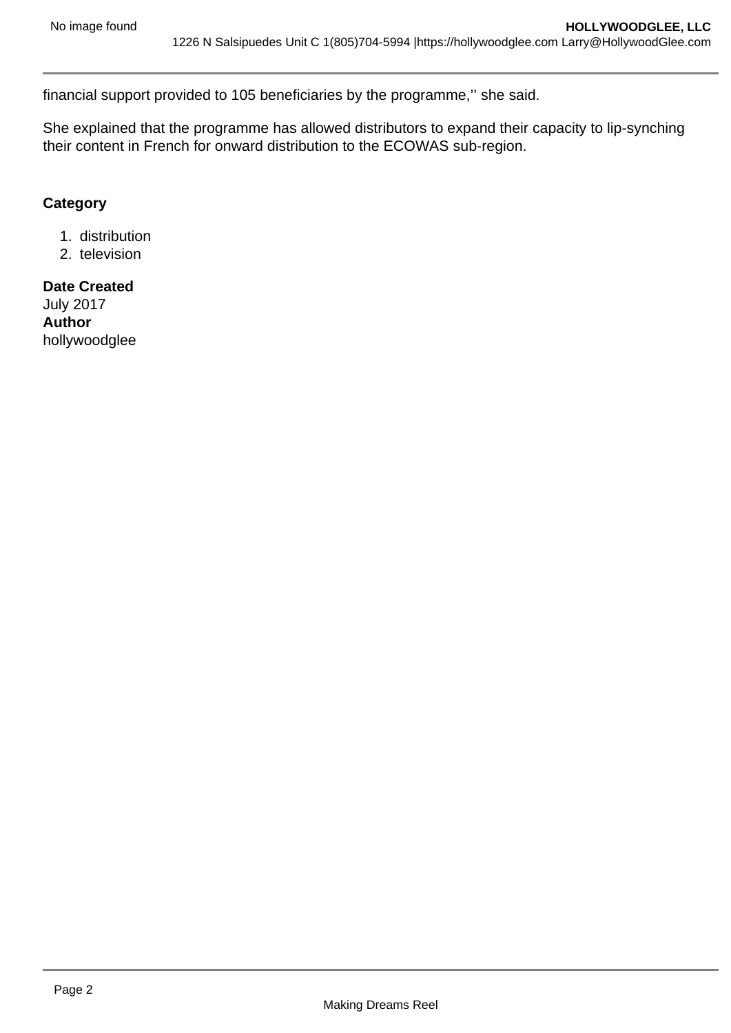financial support provided to 105 beneficiaries by the programme,'' she said.

She explained that the programme has allowed distributors to expand their capacity to lip-synching their content in French for onward distribution to the ECOWAS sub-region.

**Category**

1. distribution
2. television

**Date Created**
July 2017
**Author**
hollywoodglee